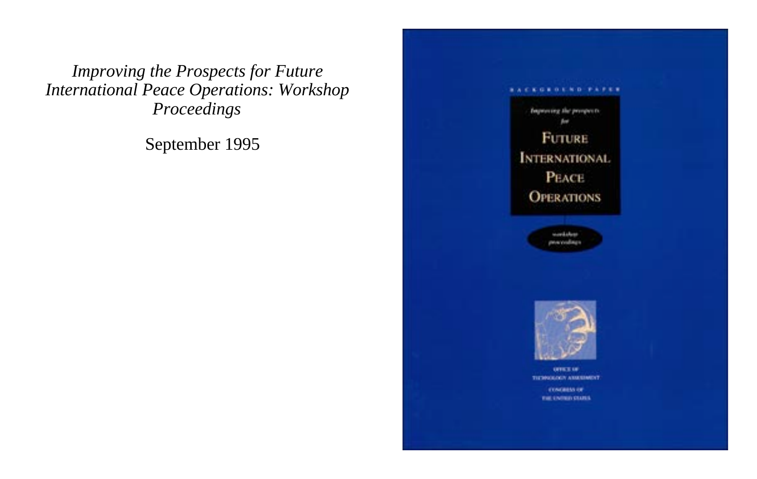*Improving the Prospects for Future International Peace Operations: Workshop Proceedings*

September 1995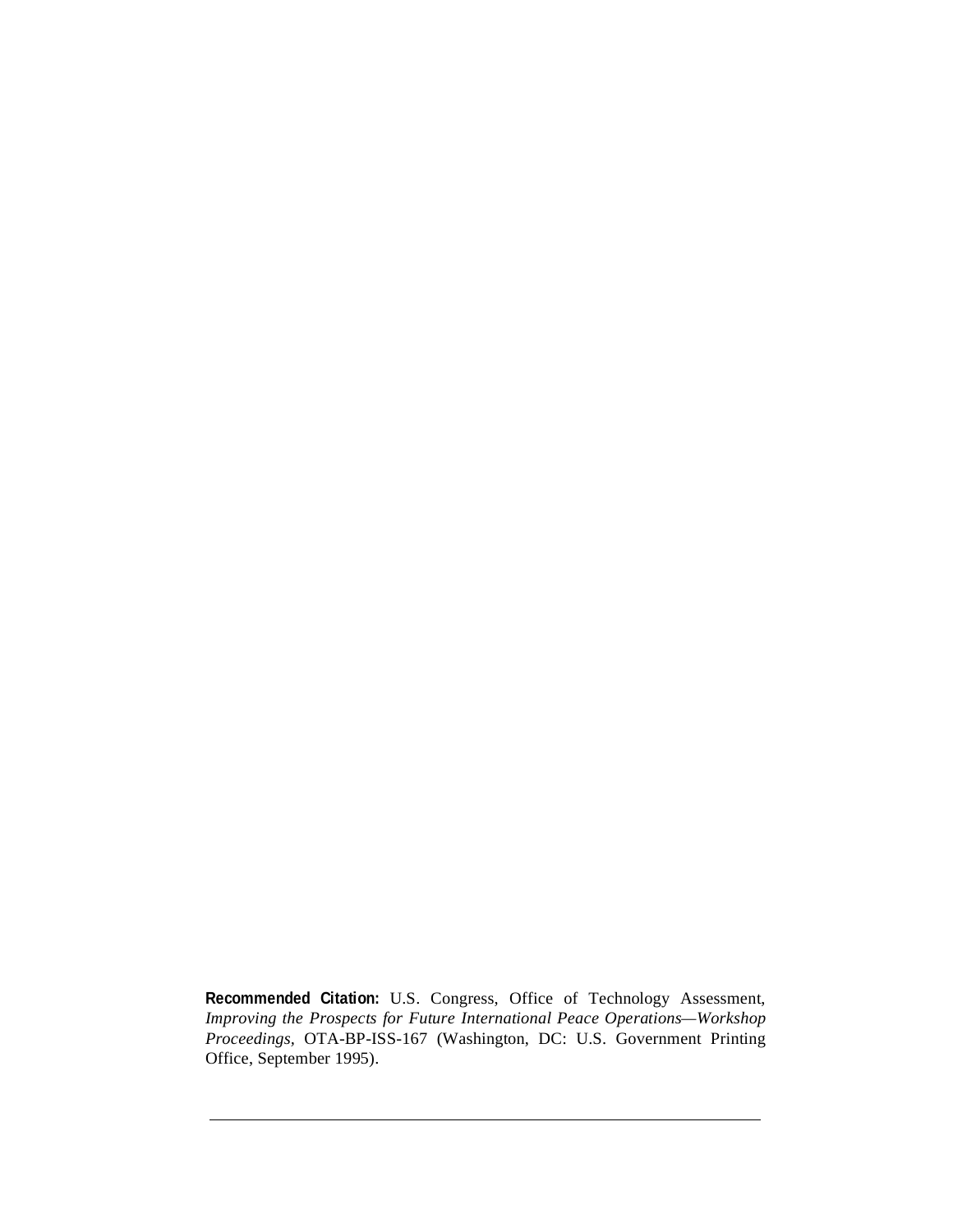**Recommended Citation:** U.S. Congress, Office of Technology Assessment, *Improving the Prospects for Future International Peace Operations—Workshop Proceedings*, OTA-BP-ISS-167 (Washington, DC: U.S. Government Printing Office, September 1995).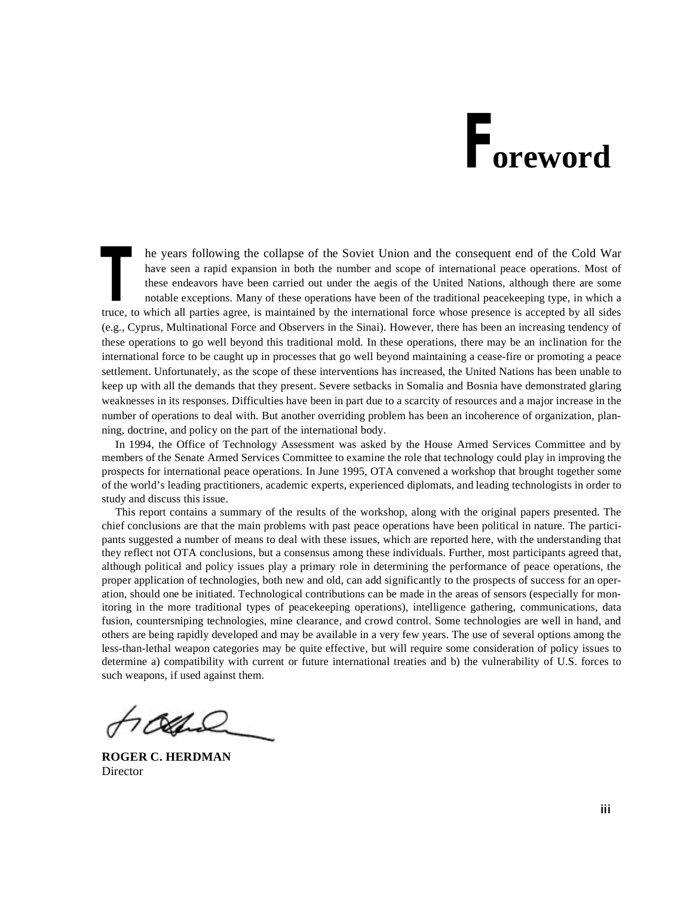# Foreword

The years following the collapse of the Soviet Union and the consequent end of the Cold War have seen a rapid expansion in both the number and scope of international peace operations. Most of these endeavors have been carried out under the aegis of the United Nations, although there are some notable exceptions. Many of these operations have been of the traditional peacekeeping type, in which a truce, to which all parties agree, is maintained by the international force whose presence is accepted by all sides (e.g., Cyprus, Multinational Force and Observers in the Sinai). However, there has been an increasing tendency of these operations to go well beyond this traditional mold. In these operations, there may be an inclination for the international force to be caught up in processes that go well beyond maintaining a cease-fire or promoting a peace settlement. Unfortunately, as the scope of these interventions has increased, the United Nations has been unable to keep up with all the demands that they present. Severe setbacks in Somalia and Bosnia have demonstrated glaring weaknesses in its responses. Difficulties have been in part due to a scarcity of resources and a major increase in the number of operations to deal with. But another overriding problem has been an incoherence of organization, planning, doctrine, and policy on the part of the international body.

In 1994, the Office of Technology Assessment was asked by the House Armed Services Committee and by members of the Senate Armed Services Committee to examine the role that technology could play in improving the prospects for international peace operations. In June 1995, OTA convened a workshop that brought together some of the world's leading practitioners, academic experts, experienced diplomats, and leading technologists in order to study and discuss this issue.

This report contains a summary of the results of the workshop, along with the original papers presented. The chief conclusions are that the main problems with past peace operations have been political in nature. The participants suggested a number of means to deal with these issues, which are reported here, with the understanding that they reflect not OTA conclusions, but a consensus among these individuals. Further, most participants agreed that, although political and policy issues play a primary role in determining the performance of peace operations, the proper application of technologies, both new and old, can add significantly to the prospects of success for an operation, should one be initiated. Technological contributions can be made in the areas of sensors (especially for monitoring in the more traditional types of peacekeeping operations), intelligence gathering, communications, data fusion, countersniping technologies, mine clearance, and crowd control. Some technologies are well in hand, and others are being rapidly developed and may be available in a very few years. The use of several options among the less-than-lethal weapon categories may be quite effective, but will require some consideration of policy issues to determine a) compatibility with current or future international treaties and b) the vulnerability of U.S. forces to such weapons, if used against them.

**ROGER C. HERDMAN**
Director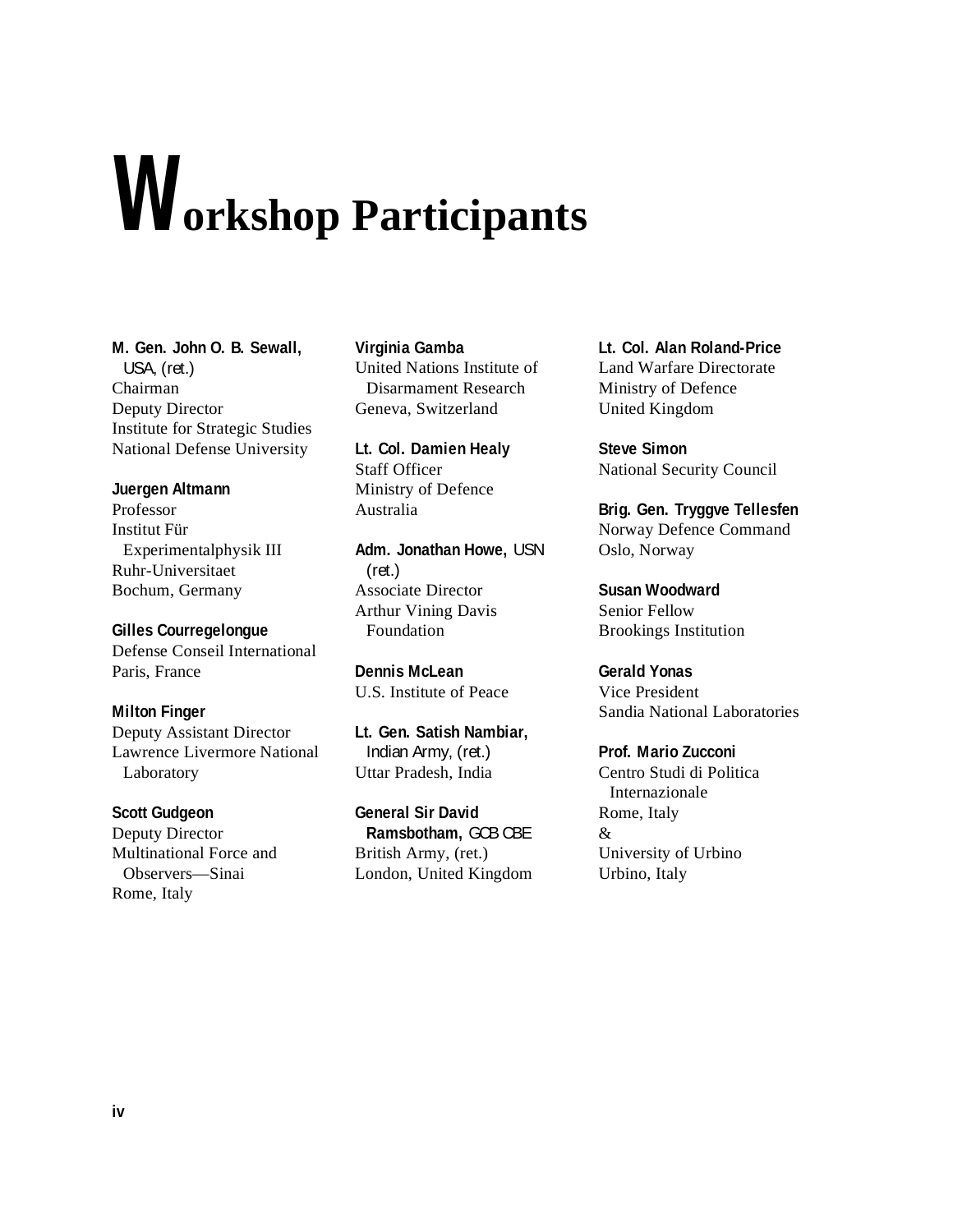# Workshop Participants

**M. Gen. John O. B. Sewall,** USA, (ret.)
Chairman
Deputy Director
Institute for Strategic Studies
National Defense University

**Juergen Altmann**
Professor
Institut Für Experimentalphysik III
Ruhr-Universitaet
Bochum, Germany

**Gilles Courregelongue**
Defense Conseil International
Paris, France

**Milton Finger**
Deputy Assistant Director
Lawrence Livermore National Laboratory

**Scott Gudgeon**
Deputy Director
Multinational Force and Observers—Sinai
Rome, Italy

**Virginia Gamba**
United Nations Institute of Disarmament Research
Geneva, Switzerland

**Lt. Col. Damien Healy**
Staff Officer
Ministry of Defence
Australia

**Adm. Jonathan Howe,** USN (ret.)
Associate Director
Arthur Vining Davis Foundation

**Dennis McLean**
U.S. Institute of Peace

**Lt. Gen. Satish Nambiar,** Indian Army, (ret.)
Uttar Pradesh, India

**General Sir David Ramsbotham,** GCB CBE
British Army, (ret.)
London, United Kingdom

**Lt. Col. Alan Roland-Price**
Land Warfare Directorate
Ministry of Defence
United Kingdom

**Steve Simon**
National Security Council

**Brig. Gen. Tryggve Tellesfen**
Norway Defence Command
Oslo, Norway

**Susan Woodward**
Senior Fellow
Brookings Institution

**Gerald Yonas**
Vice President
Sandia National Laboratories

**Prof. Mario Zucconi**
Centro Studi di Politica Internazionale
Rome, Italy
&
University of Urbino
Urbino, Italy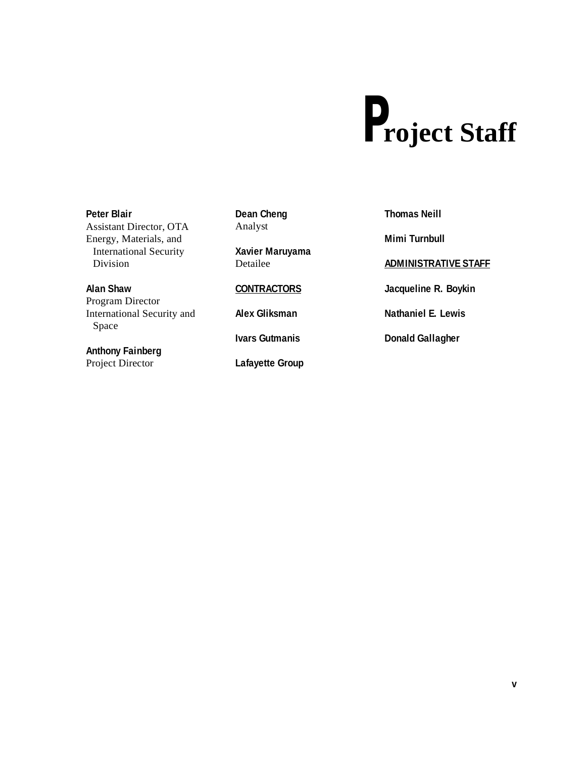# Project Staff

**Peter Blair**
Assistant Director, OTA
Energy, Materials, and International Security Division

**Alan Shaw**
Program Director
International Security and Space

**Anthony Fainberg**
Project Director

**Dean Cheng**
Analyst

**Xavier Maruyama**
Detailee

**CONTRACTORS**

**Alex Gliksman**

**Ivars Gutmanis**

**Lafayette Group**

**Thomas Neill**

**Mimi Turnbull**

**ADMINISTRATIVE STAFF**

**Jacqueline R. Boykin**

**Nathaniel E. Lewis**

**Donald Gallagher**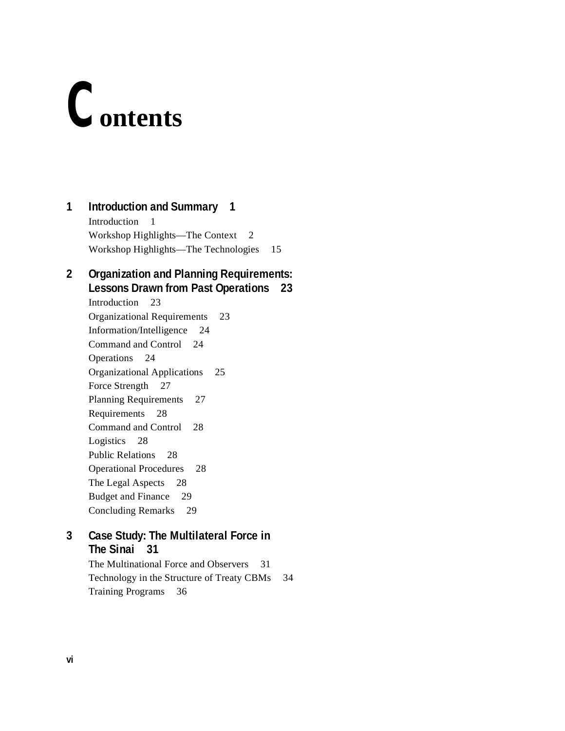# Contents

**1 Introduction and Summary 1**

Introduction 1
Workshop Highlights—The Context 2
Workshop Highlights—The Technologies 15

**2 Organization and Planning Requirements: Lessons Drawn from Past Operations 23**

Introduction 23
Organizational Requirements 23
Information/Intelligence 24
Command and Control 24
Operations 24
Organizational Applications 25
Force Strength 27
Planning Requirements 27
Requirements 28
Command and Control 28
Logistics 28
Public Relations 28
Operational Procedures 28
The Legal Aspects 28
Budget and Finance 29
Concluding Remarks 29

**3 Case Study: The Multilateral Force in The Sinai 31**

The Multinational Force and Observers 31
Technology in the Structure of Treaty CBMs 34
Training Programs 36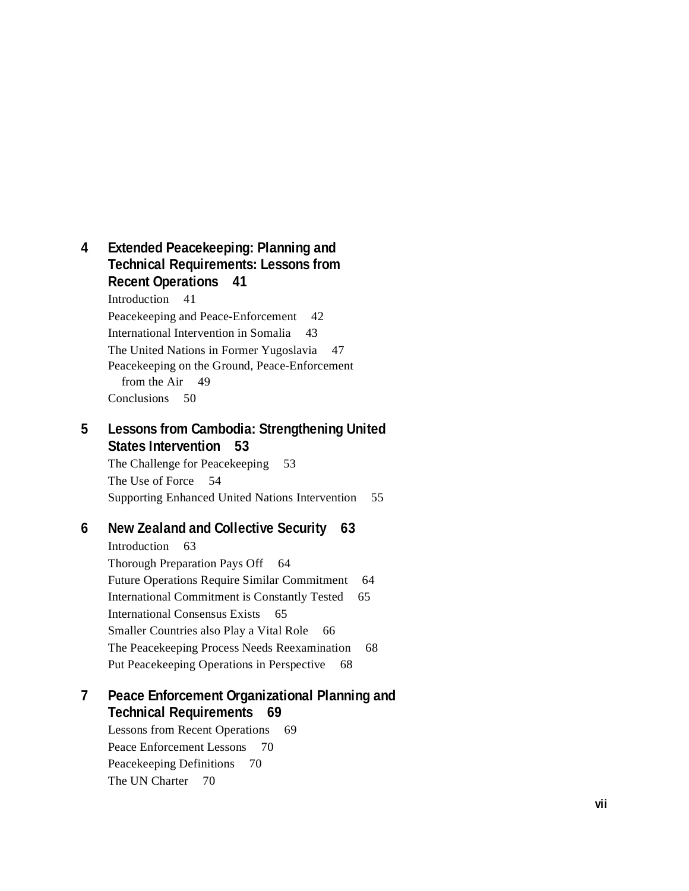**4 Extended Peacekeeping: Planning and Technical Requirements: Lessons from Recent Operations 41**

Introduction 41
Peacekeeping and Peace-Enforcement 42
International Intervention in Somalia 43
The United Nations in Former Yugoslavia 47
Peacekeeping on the Ground, Peace-Enforcement from the Air 49
Conclusions 50

**5 Lessons from Cambodia: Strengthening United States Intervention 53**

The Challenge for Peacekeeping 53
The Use of Force 54
Supporting Enhanced United Nations Intervention 55

**6 New Zealand and Collective Security 63**

Introduction 63
Thorough Preparation Pays Off 64
Future Operations Require Similar Commitment 64
International Commitment is Constantly Tested 65
International Consensus Exists 65
Smaller Countries also Play a Vital Role 66
The Peacekeeping Process Needs Reexamination 68
Put Peacekeeping Operations in Perspective 68

**7 Peace Enforcement Organizational Planning and Technical Requirements 69**

Lessons from Recent Operations 69
Peace Enforcement Lessons 70
Peacekeeping Definitions 70
The UN Charter 70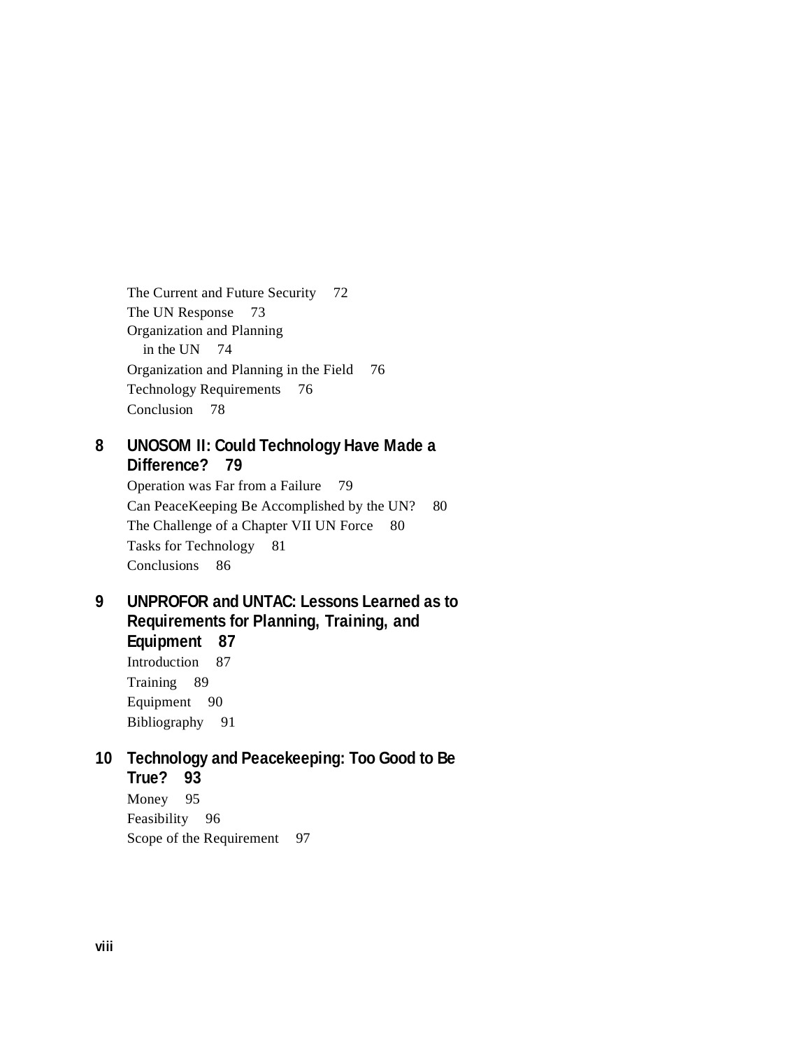The Current and Future Security 72
The UN Response 73
Organization and Planning in the UN 74
Organization and Planning in the Field 76
Technology Requirements 76
Conclusion 78

**8 UNOSOM II: Could Technology Have Made a Difference? 79**

Operation was Far from a Failure 79
Can PeaceKeeping Be Accomplished by the UN? 80
The Challenge of a Chapter VII UN Force 80
Tasks for Technology 81
Conclusions 86

**9 UNPROFOR and UNTAC: Lessons Learned as to Requirements for Planning, Training, and Equipment 87**

Introduction 87
Training 89
Equipment 90
Bibliography 91

**10 Technology and Peacekeeping: Too Good to Be True? 93**

Money 95
Feasibility 96
Scope of the Requirement 97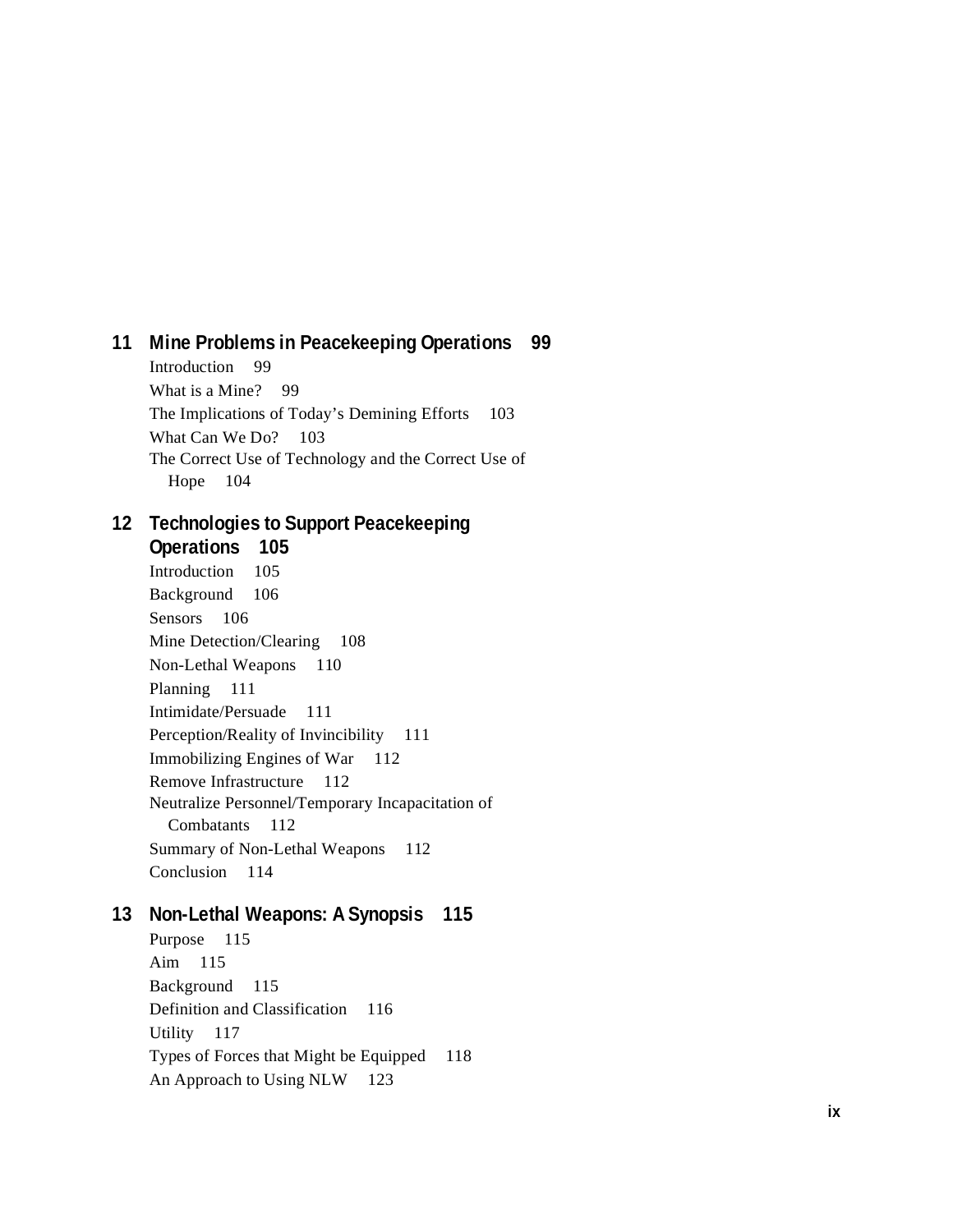## 11 Mine Problems in Peacekeeping Operations 99

Introduction 99
What is a Mine? 99
The Implications of Today's Demining Efforts 103
What Can We Do? 103
The Correct Use of Technology and the Correct Use of Hope 104

## 12 Technologies to Support Peacekeeping Operations 105

Introduction 105
Background 106
Sensors 106
Mine Detection/Clearing 108
Non-Lethal Weapons 110
Planning 111
Intimidate/Persuade 111
Perception/Reality of Invincibility 111
Immobilizing Engines of War 112
Remove Infrastructure 112
Neutralize Personnel/Temporary Incapacitation of Combatants 112
Summary of Non-Lethal Weapons 112
Conclusion 114

## 13 Non-Lethal Weapons: A Synopsis 115

Purpose 115
Aim 115
Background 115
Definition and Classification 116
Utility 117
Types of Forces that Might be Equipped 118
An Approach to Using NLW 123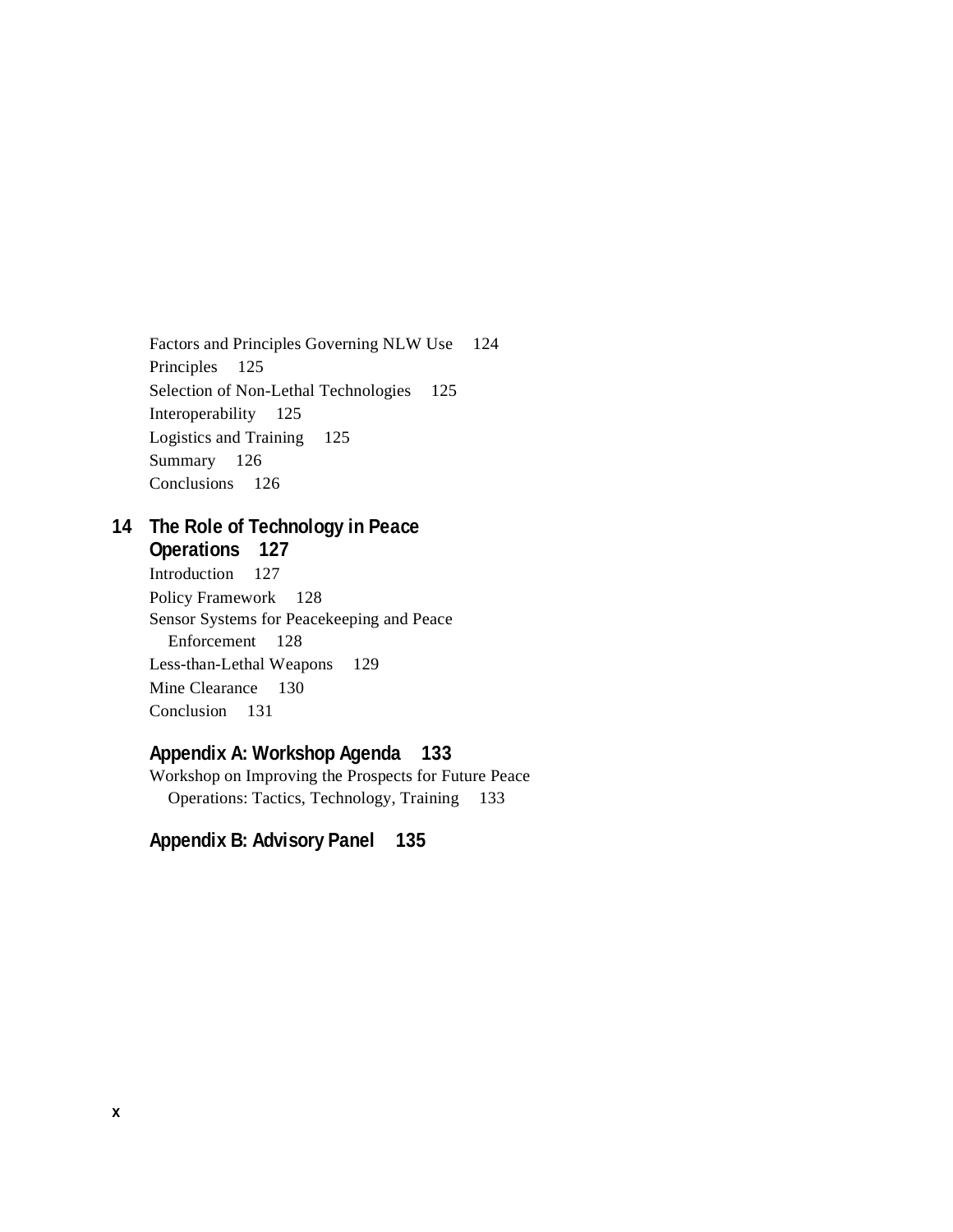Factors and Principles Governing NLW Use 124
Principles 125
Selection of Non-Lethal Technologies 125
Interoperability 125
Logistics and Training 125
Summary 126
Conclusions 126

**14 The Role of Technology in Peace Operations 127**

Introduction 127
Policy Framework 128
Sensor Systems for Peacekeeping and Peace Enforcement 128
Less-than-Lethal Weapons 129
Mine Clearance 130
Conclusion 131

**Appendix A: Workshop Agenda 133**

Workshop on Improving the Prospects for Future Peace Operations: Tactics, Technology, Training 133

**Appendix B: Advisory Panel 135**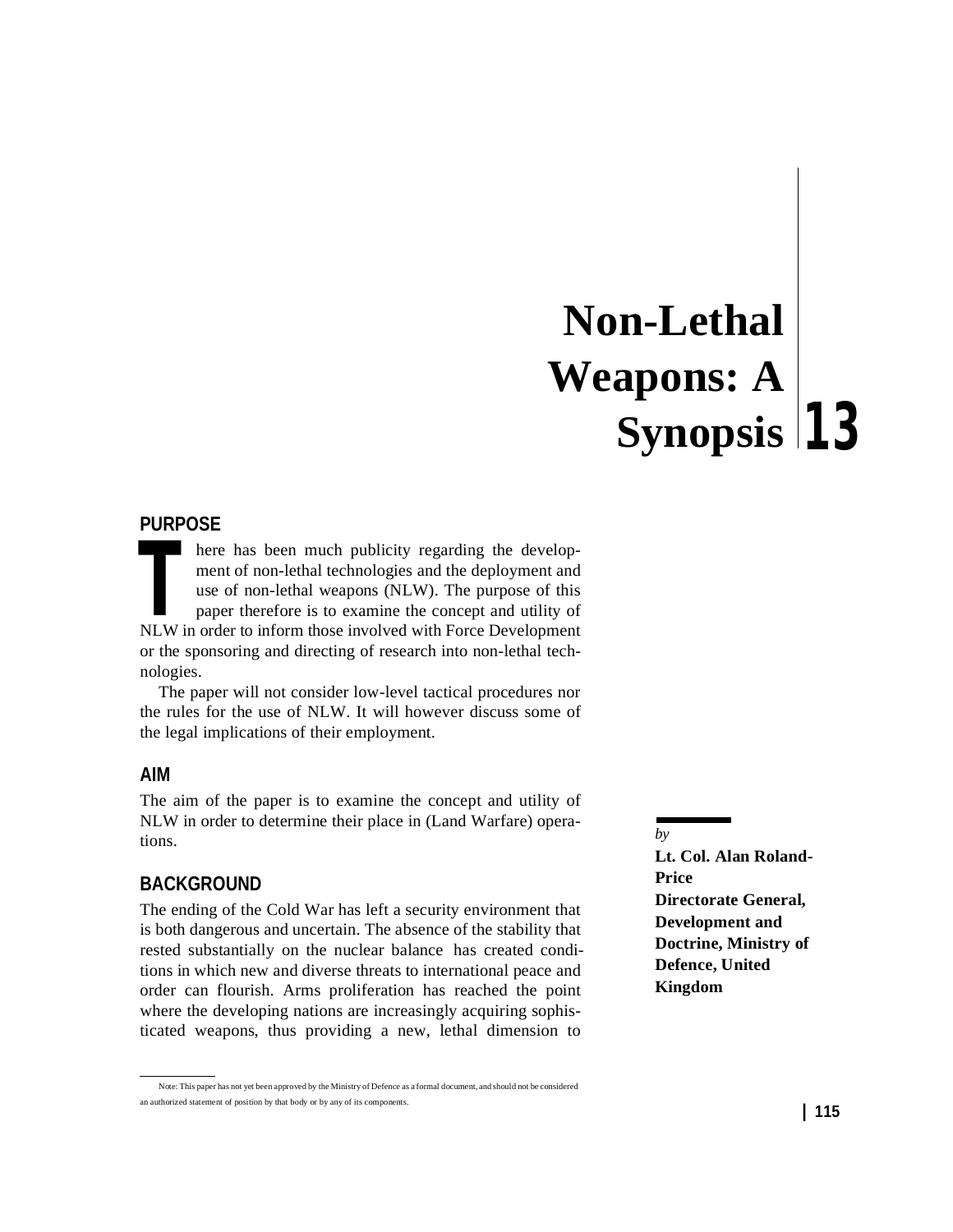# Non-Lethal Weapons: A Synopsis 13

*by*

**Lt. Col. Alan Roland-Price**
**Directorate General, Development and Doctrine, Ministry of Defence, United Kingdom**

## PURPOSE

There has been much publicity regarding the development of non-lethal technologies and the deployment and use of non-lethal weapons (NLW). The purpose of this paper therefore is to examine the concept and utility of NLW in order to inform those involved with Force Development or the sponsoring and directing of research into non-lethal technologies.

The paper will not consider low-level tactical procedures nor the rules for the use of NLW. It will however discuss some of the legal implications of their employment.

## AIM

The aim of the paper is to examine the concept and utility of NLW in order to determine their place in (Land Warfare) operations.

## BACKGROUND

The ending of the Cold War has left a security environment that is both dangerous and uncertain. The absence of the stability that rested substantially on the nuclear balance has created conditions in which new and diverse threats to international peace and order can flourish. Arms proliferation has reached the point where the developing nations are increasingly acquiring sophisticated weapons, thus providing a new, lethal dimension to

Note: This paper has not yet been approved by the Ministry of Defence as a formal document, and should not be considered an authorized statement of position by that body or by any of its components.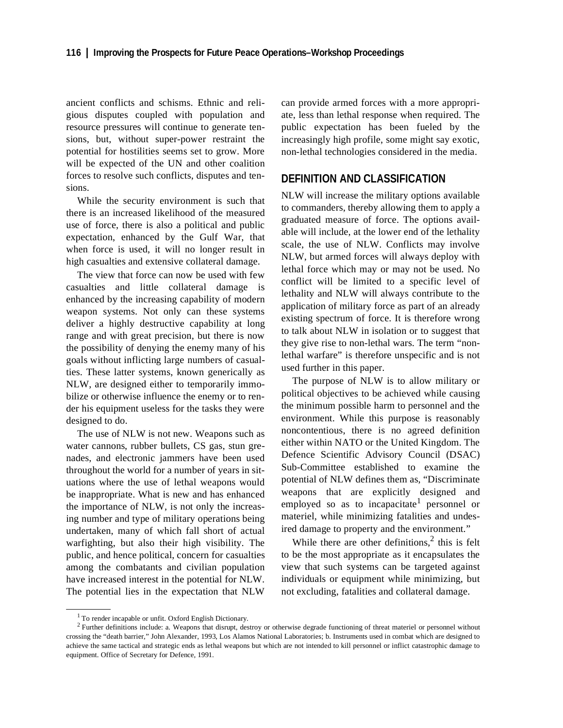ancient conflicts and schisms. Ethnic and religious disputes coupled with population and resource pressures will continue to generate tensions, but, without super-power restraint the potential for hostilities seems set to grow. More will be expected of the UN and other coalition forces to resolve such conflicts, disputes and tensions.

While the security environment is such that there is an increased likelihood of the measured use of force, there is also a political and public expectation, enhanced by the Gulf War, that when force is used, it will no longer result in high casualties and extensive collateral damage.

The view that force can now be used with few casualties and little collateral damage is enhanced by the increasing capability of modern weapon systems. Not only can these systems deliver a highly destructive capability at long range and with great precision, but there is now the possibility of denying the enemy many of his goals without inflicting large numbers of casualties. These latter systems, known generically as NLW, are designed either to temporarily immobilize or otherwise influence the enemy or to render his equipment useless for the tasks they were designed to do.

The use of NLW is not new. Weapons such as water cannons, rubber bullets, CS gas, stun grenades, and electronic jammers have been used throughout the world for a number of years in situations where the use of lethal weapons would be inappropriate. What is new and has enhanced the importance of NLW, is not only the increasing number and type of military operations being undertaken, many of which fall short of actual warfighting, but also their high visibility. The public, and hence political, concern for casualties among the combatants and civilian population have increased interest in the potential for NLW. The potential lies in the expectation that NLW can provide armed forces with a more appropriate, less than lethal response when required. The public expectation has been fueled by the increasingly high profile, some might say exotic, non-lethal technologies considered in the media.

## DEFINITION AND CLASSIFICATION

NLW will increase the military options available to commanders, thereby allowing them to apply a graduated measure of force. The options available will include, at the lower end of the lethality scale, the use of NLW. Conflicts may involve NLW, but armed forces will always deploy with lethal force which may or may not be used. No conflict will be limited to a specific level of lethality and NLW will always contribute to the application of military force as part of an already existing spectrum of force. It is therefore wrong to talk about NLW in isolation or to suggest that they give rise to non-lethal wars. The term "non-lethal warfare" is therefore unspecific and is not used further in this paper.

The purpose of NLW is to allow military or political objectives to be achieved while causing the minimum possible harm to personnel and the environment. While this purpose is reasonably noncontentious, there is no agreed definition either within NATO or the United Kingdom. The Defence Scientific Advisory Council (DSAC) Sub-Committee established to examine the potential of NLW defines them as, "Discriminate weapons that are explicitly designed and employed so as to incapacitate[1] personnel or materiel, while minimizing fatalities and undesired damage to property and the environment."

While there are other definitions,[2] this is felt to be the most appropriate as it encapsulates the view that such systems can be targeted against individuals or equipment while minimizing, but not excluding, fatalities and collateral damage.

---

[1] To render incapable or unfit. Oxford English Dictionary.

[2] Further definitions include: a. Weapons that disrupt, destroy or otherwise degrade functioning of threat materiel or personnel without crossing the "death barrier," John Alexander, 1993, Los Alamos National Laboratories; b. Instruments used in combat which are designed to achieve the same tactical and strategic ends as lethal weapons but which are not intended to kill personnel or inflict catastrophic damage to equipment. Office of Secretary for Defence, 1991.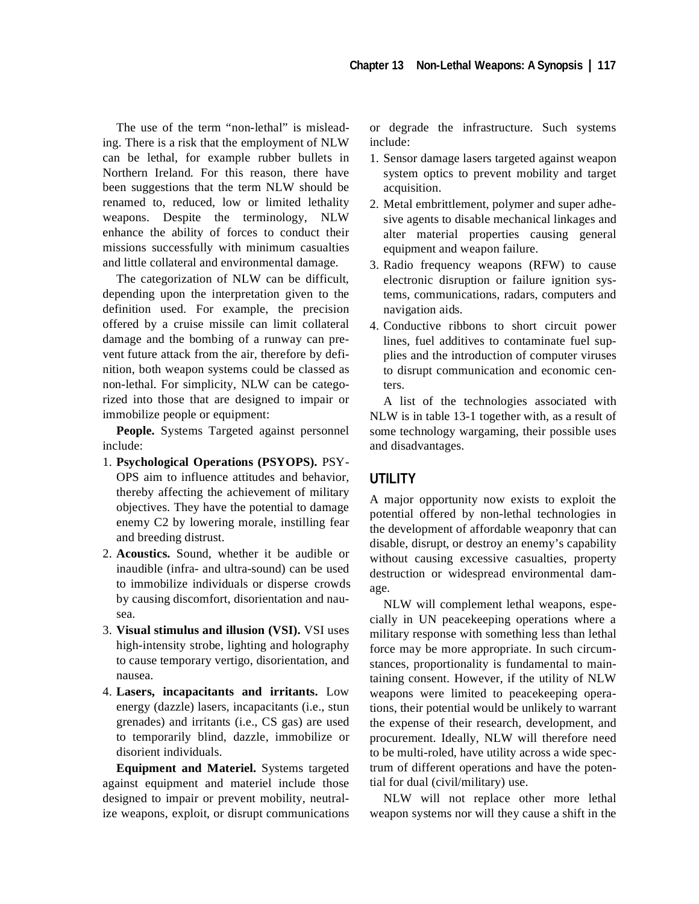The use of the term "non-lethal" is misleading. There is a risk that the employment of NLW can be lethal, for example rubber bullets in Northern Ireland. For this reason, there have been suggestions that the term NLW should be renamed to, reduced, low or limited lethality weapons. Despite the terminology, NLW enhance the ability of forces to conduct their missions successfully with minimum casualties and little collateral and environmental damage.

The categorization of NLW can be difficult, depending upon the interpretation given to the definition used. For example, the precision offered by a cruise missile can limit collateral damage and the bombing of a runway can prevent future attack from the air, therefore by definition, both weapon systems could be classed as non-lethal. For simplicity, NLW can be categorized into those that are designed to impair or immobilize people or equipment:

**People.** Systems Targeted against personnel include:

1. **Psychological Operations (PSYOPS).** PSYOPS aim to influence attitudes and behavior, thereby affecting the achievement of military objectives. They have the potential to damage enemy C2 by lowering morale, instilling fear and breeding distrust.
2. **Acoustics.** Sound, whether it be audible or inaudible (infra- and ultra-sound) can be used to immobilize individuals or disperse crowds by causing discomfort, disorientation and nausea.
3. **Visual stimulus and illusion (VSI).** VSI uses high-intensity strobe, lighting and holography to cause temporary vertigo, disorientation, and nausea.
4. **Lasers, incapacitants and irritants.** Low energy (dazzle) lasers, incapacitants (i.e., stun grenades) and irritants (i.e., CS gas) are used to temporarily blind, dazzle, immobilize or disorient individuals.

**Equipment and Materiel.** Systems targeted against equipment and materiel include those designed to impair or prevent mobility, neutralize weapons, exploit, or disrupt communications or degrade the infrastructure. Such systems include:

1. Sensor damage lasers targeted against weapon system optics to prevent mobility and target acquisition.
2. Metal embrittlement, polymer and super adhesive agents to disable mechanical linkages and alter material properties causing general equipment and weapon failure.
3. Radio frequency weapons (RFW) to cause electronic disruption or failure ignition systems, communications, radars, computers and navigation aids.
4. Conductive ribbons to short circuit power lines, fuel additives to contaminate fuel supplies and the introduction of computer viruses to disrupt communication and economic centers.

A list of the technologies associated with NLW is in table 13-1 together with, as a result of some technology wargaming, their possible uses and disadvantages.

## UTILITY

A major opportunity now exists to exploit the potential offered by non-lethal technologies in the development of affordable weaponry that can disable, disrupt, or destroy an enemy's capability without causing excessive casualties, property destruction or widespread environmental damage.

NLW will complement lethal weapons, especially in UN peacekeeping operations where a military response with something less than lethal force may be more appropriate. In such circumstances, proportionality is fundamental to maintaining consent. However, if the utility of NLW weapons were limited to peacekeeping operations, their potential would be unlikely to warrant the expense of their research, development, and procurement. Ideally, NLW will therefore need to be multi-roled, have utility across a wide spectrum of different operations and have the potential for dual (civil/military) use.

NLW will not replace other more lethal weapon systems nor will they cause a shift in the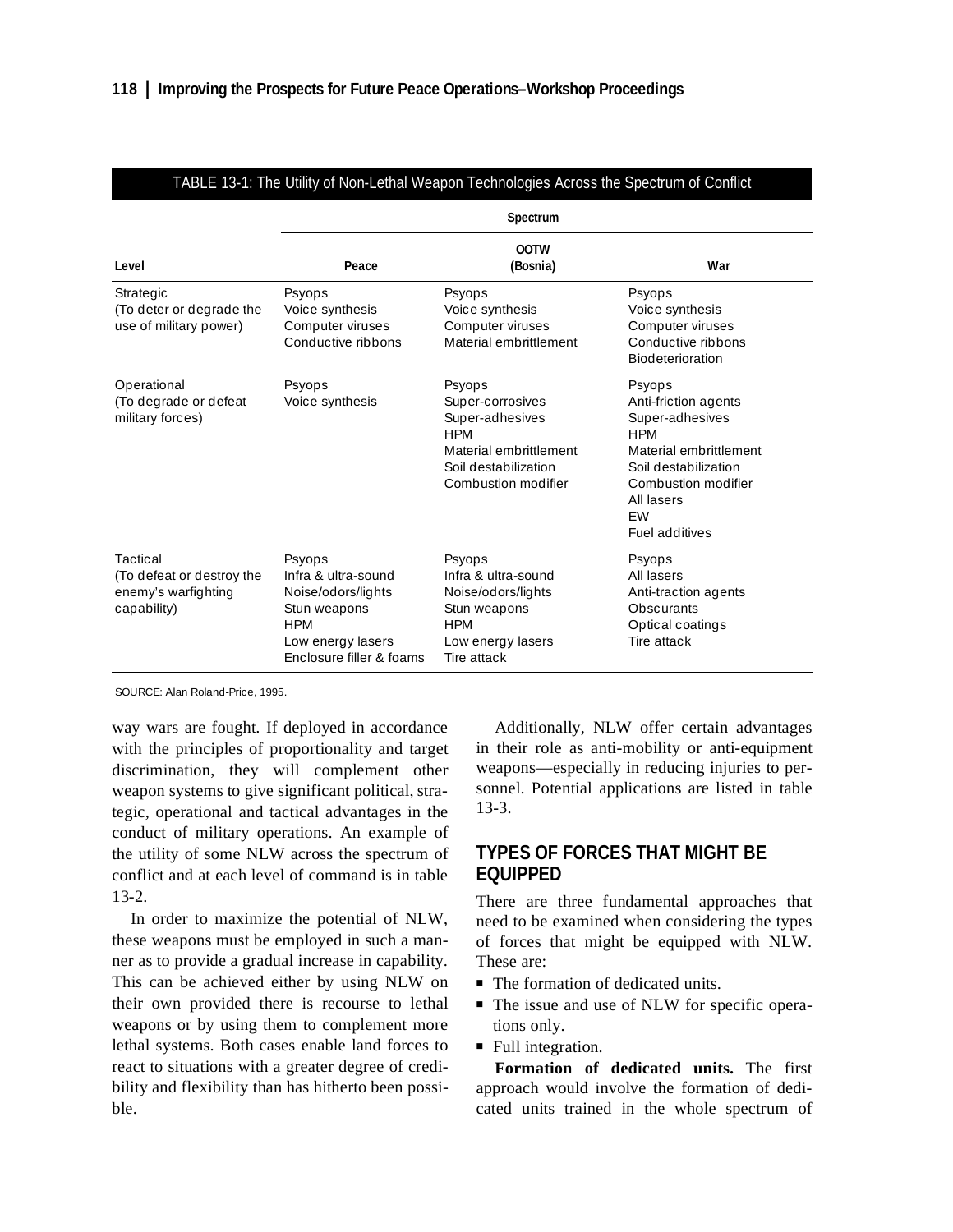TABLE 13-1: The Utility of Non-Lethal Weapon Technologies Across the Spectrum of Conflict

| Level | Spectrum | | |
|---|---|---|---|
| | Peace | OOTW (Bosnia) | War |
| Strategic (To deter or degrade the use of military power) | Psyops<br>Voice synthesis<br>Computer viruses<br>Conductive ribbons | Psyops<br>Voice synthesis<br>Computer viruses<br>Material embrittlement | Psyops<br>Voice synthesis<br>Computer viruses<br>Conductive ribbons<br>Biodeterioration |
| Operational (To degrade or defeat military forces) | Psyops<br>Voice synthesis | Psyops<br>Super-corrosives<br>Super-adhesives<br>HPM<br>Material embrittlement<br>Soil destabilization<br>Combustion modifier | Psyops<br>Anti-friction agents<br>Super-adhesives<br>HPM<br>Material embrittlement<br>Soil destabilization<br>Combustion modifier<br>All lasers<br>EW<br>Fuel additives |
| Tactical (To defeat or destroy the enemy's warfighting capability) | Psyops<br>Infra & ultra-sound<br>Noise/odors/lights<br>Stun weapons<br>HPM<br>Low energy lasers<br>Enclosure filler & foams | Psyops<br>Infra & ultra-sound<br>Noise/odors/lights<br>Stun weapons<br>HPM<br>Low energy lasers<br>Tire attack | Psyops<br>All lasers<br>Anti-traction agents<br>Obscurants<br>Optical coatings<br>Tire attack |

SOURCE: Alan Roland-Price, 1995.

way wars are fought. If deployed in accordance with the principles of proportionality and target discrimination, they will complement other weapon systems to give significant political, strategic, operational and tactical advantages in the conduct of military operations. An example of the utility of some NLW across the spectrum of conflict and at each level of command is in table 13-2.

In order to maximize the potential of NLW, these weapons must be employed in such a manner as to provide a gradual increase in capability. This can be achieved either by using NLW on their own provided there is recourse to lethal weapons or by using them to complement more lethal systems. Both cases enable land forces to react to situations with a greater degree of credibility and flexibility than has hitherto been possible.

Additionally, NLW offer certain advantages in their role as anti-mobility or anti-equipment weapons—especially in reducing injuries to personnel. Potential applications are listed in table 13-3.

## TYPES OF FORCES THAT MIGHT BE EQUIPPED

There are three fundamental approaches that need to be examined when considering the types of forces that might be equipped with NLW. These are:

- The formation of dedicated units.
- The issue and use of NLW for specific operations only.
- Full integration.

**Formation of dedicated units.** The first approach would involve the formation of dedicated units trained in the whole spectrum of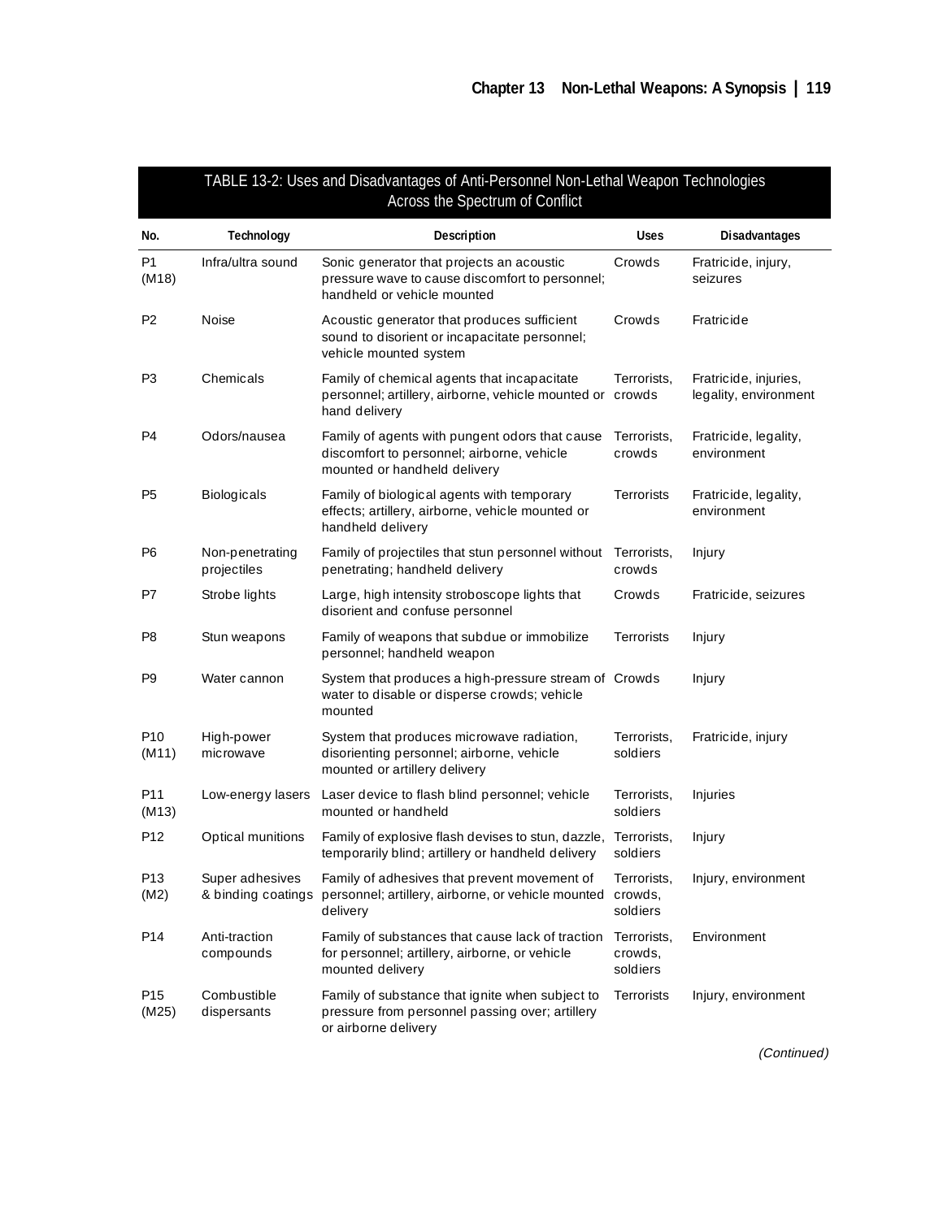TABLE 13-2: Uses and Disadvantages of Anti-Personnel Non-Lethal Weapon Technologies Across the Spectrum of Conflict

| No. | Technology | Description | Uses | Disadvantages |
|---|---|---|---|---|
| P1 (M18) | Infra/ultra sound | Sonic generator that projects an acoustic pressure wave to cause discomfort to personnel; handheld or vehicle mounted | Crowds | Fratricide, injury, seizures |
| P2 | Noise | Acoustic generator that produces sufficient sound to disorient or incapacitate personnel; vehicle mounted system | Crowds | Fratricide |
| P3 | Chemicals | Family of chemical agents that incapacitate personnel; artillery, airborne, vehicle mounted or hand delivery | Terrorists, crowds | Fratricide, injuries, legality, environment |
| P4 | Odors/nausea | Family of agents with pungent odors that cause discomfort to personnel; airborne, vehicle mounted or handheld delivery | Terrorists, crowds | Fratricide, legality, environment |
| P5 | Biologicals | Family of biological agents with temporary effects; artillery, airborne, vehicle mounted or handheld delivery | Terrorists | Fratricide, legality, environment |
| P6 | Non-penetrating projectiles | Family of projectiles that stun personnel without penetrating; handheld delivery | Terrorists, crowds | Injury |
| P7 | Strobe lights | Large, high intensity stroboscope lights that disorient and confuse personnel | Crowds | Fratricide, seizures |
| P8 | Stun weapons | Family of weapons that subdue or immobilize personnel; handheld weapon | Terrorists | Injury |
| P9 | Water cannon | System that produces a high-pressure stream of water to disable or disperse crowds; vehicle mounted | Crowds | Injury |
| P10 (M11) | High-power microwave | System that produces microwave radiation, disorienting personnel; airborne, vehicle mounted or artillery delivery | Terrorists, soldiers | Fratricide, injury |
| P11 (M13) | Low-energy lasers | Laser device to flash blind personnel; vehicle mounted or handheld | Terrorists, soldiers | Injuries |
| P12 | Optical munitions | Family of explosive flash devises to stun, dazzle, temporarily blind; artillery or handheld delivery | Terrorists, soldiers | Injury |
| P13 (M2) | Super adhesives & binding coatings | Family of adhesives that prevent movement of personnel; artillery, airborne, or vehicle mounted delivery | Terrorists, crowds, soldiers | Injury, environment |
| P14 | Anti-traction compounds | Family of substances that cause lack of traction for personnel; artillery, airborne, or vehicle mounted delivery | Terrorists, crowds, soldiers | Environment |
| P15 (M25) | Combustible dispersants | Family of substance that ignite when subject to pressure from personnel passing over; artillery or airborne delivery | Terrorists | Injury, environment |

*(Continued)*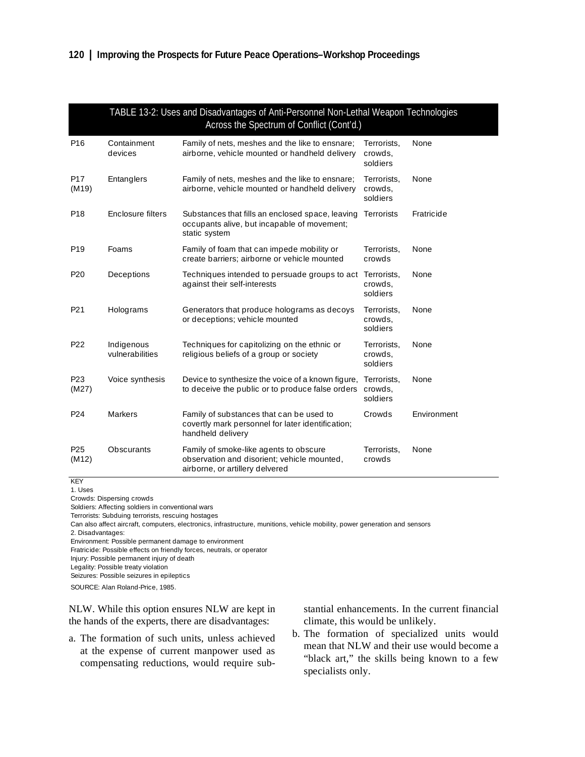TABLE 13-2: Uses and Disadvantages of Anti-Personnel Non-Lethal Weapon Technologies Across the Spectrum of Conflict (Cont'd.)

| | | | | |
|---|---|---|---|---|
| P16 | Containment devices | Family of nets, meshes and the like to ensnare; airborne, vehicle mounted or handheld delivery | Terrorists, crowds, soldiers | None |
| P17 (M19) | Entanglers | Family of nets, meshes and the like to ensnare; airborne, vehicle mounted or handheld delivery | Terrorists, crowds, soldiers | None |
| P18 | Enclosure filters | Substances that fills an enclosed space, leaving occupants alive, but incapable of movement; static system | Terrorists | Fratricide |
| P19 | Foams | Family of foam that can impede mobility or create barriers; airborne or vehicle mounted | Terrorists, crowds | None |
| P20 | Deceptions | Techniques intended to persuade groups to act against their self-interests | Terrorists, crowds, soldiers | None |
| P21 | Holograms | Generators that produce holograms as decoys or deceptions; vehicle mounted | Terrorists, crowds, soldiers | None |
| P22 | Indigenous vulnerabilities | Techniques for capitolizing on the ethnic or religious beliefs of a group or society | Terrorists, crowds, soldiers | None |
| P23 (M27) | Voice synthesis | Device to synthesize the voice of a known figure, to deceive the public or to produce false orders | Terrorists, crowds, soldiers | None |
| P24 | Markers | Family of substances that can be used to covertly mark personnel for later identification; handheld delivery | Crowds | Environment |
| P25 (M12) | Obscurants | Family of smoke-like agents to obscure observation and disorient; vehicle mounted, airborne, or artillery delvered | Terrorists, crowds | None |

KEY
1. Uses
Crowds: Dispersing crowds
Soldiers: Affecting soldiers in conventional wars
Terrorists: Subduing terrorists, rescuing hostages
Can also affect aircraft, computers, electronics, infrastructure, munitions, vehicle mobility, power generation and sensors
2. Disadvantages:
Environment: Possible permanent damage to environment
Fratricide: Possible effects on friendly forces, neutrals, or operator
Injury: Possible permanent injury of death
Legality: Possible treaty violation
Seizures: Possible seizures in epileptics

SOURCE: Alan Roland-Price, 1985.

NLW. While this option ensures NLW are kept in the hands of the experts, there are disadvantages:

a. The formation of such units, unless achieved at the expense of current manpower used as compensating reductions, would require substantial enhancements. In the current financial climate, this would be unlikely.

b. The formation of specialized units would mean that NLW and their use would become a "black art," the skills being known to a few specialists only.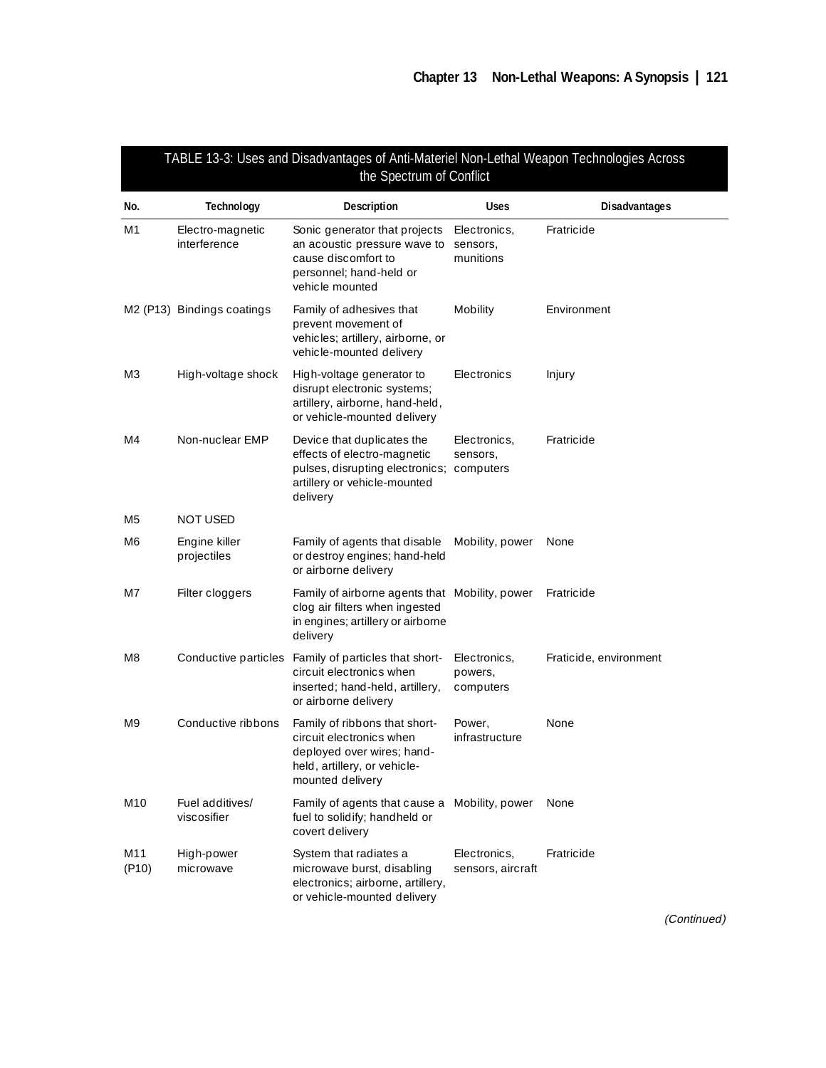| TABLE 13-3: Uses and Disadvantages of Anti-Materiel Non-Lethal Weapon Technologies Across the Spectrum of Conflict | | | | |
|---|---|---|---|---|
| **No.** | **Technology** | **Description** | **Uses** | **Disadvantages** |
| M1 | Electro-magnetic interference | Sonic generator that projects an acoustic pressure wave to cause discomfort to personnel; hand-held or vehicle mounted | Electronics, sensors, munitions | Fratricide |
| M2 (P13) | Bindings coatings | Family of adhesives that prevent movement of vehicles; artillery, airborne, or vehicle-mounted delivery | Mobility | Environment |
| M3 | High-voltage shock | High-voltage generator to disrupt electronic systems; artillery, airborne, hand-held, or vehicle-mounted delivery | Electronics | Injury |
| M4 | Non-nuclear EMP | Device that duplicates the effects of electro-magnetic pulses, disrupting electronics; artillery or vehicle-mounted delivery | Electronics, sensors, computers | Fratricide |
| M5 | NOT USED | | | |
| M6 | Engine killer projectiles | Family of agents that disable or destroy engines; hand-held or airborne delivery | Mobility, power | None |
| M7 | Filter cloggers | Family of airborne agents that clog air filters when ingested in engines; artillery or airborne delivery | Mobility, power | Fratricide |
| M8 | Conductive particles | Family of particles that short-circuit electronics when inserted; hand-held, artillery, or airborne delivery | Electronics, powers, computers | Fraticide, environment |
| M9 | Conductive ribbons | Family of ribbons that short-circuit electronics when deployed over wires; hand-held, artillery, or vehicle-mounted delivery | Power, infrastructure | None |
| M10 | Fuel additives/ viscosifier | Family of agents that cause a fuel to solidify; handheld or covert delivery | Mobility, power | None |
| M11 (P10) | High-power microwave | System that radiates a microwave burst, disabling electronics; airborne, artillery, or vehicle-mounted delivery | Electronics, sensors, aircraft | Fratricide |

*(Continued)*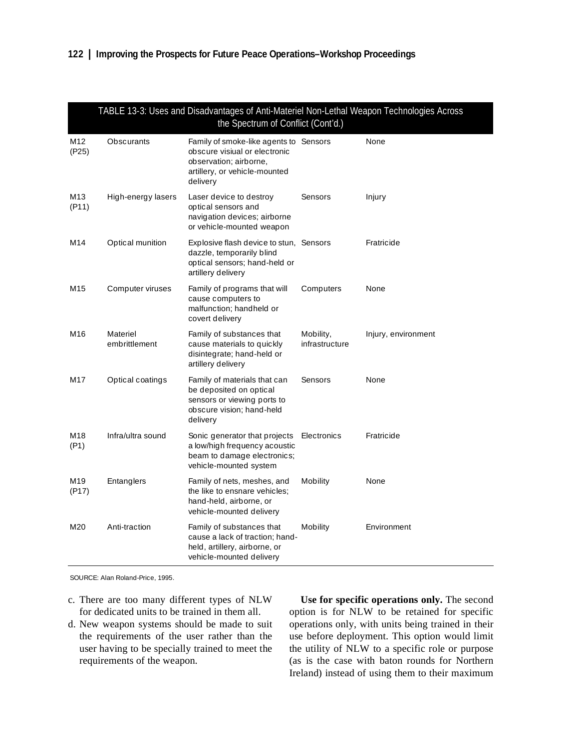TABLE 13-3: Uses and Disadvantages of Anti-Materiel Non-Lethal Weapon Technologies Across the Spectrum of Conflict (Cont'd.)

| | | | | |
|---|---|---|---|---|
| M12 (P25) | Obscurants | Family of smoke-like agents to obscure visiual or electronic observation; airborne, artillery, or vehicle-mounted delivery | Sensors | None |
| M13 (P11) | High-energy lasers | Laser device to destroy optical sensors and navigation devices; airborne or vehicle-mounted weapon | Sensors | Injury |
| M14 | Optical munition | Explosive flash device to stun, dazzle, temporarily blind optical sensors; hand-held or artillery delivery | Sensors | Fratricide |
| M15 | Computer viruses | Family of programs that will cause computers to malfunction; handheld or covert delivery | Computers | None |
| M16 | Materiel embrittlement | Family of substances that cause materials to quickly disintegrate; hand-held or artillery delivery | Mobility, infrastructure | Injury, environment |
| M17 | Optical coatings | Family of materials that can be deposited on optical sensors or viewing ports to obscure vision; hand-held delivery | Sensors | None |
| M18 (P1) | Infra/ultra sound | Sonic generator that projects a low/high frequency acoustic beam to damage electronics; vehicle-mounted system | Electronics | Fratricide |
| M19 (P17) | Entanglers | Family of nets, meshes, and the like to ensnare vehicles; hand-held, airborne, or vehicle-mounted delivery | Mobility | None |
| M20 | Anti-traction | Family of substances that cause a lack of traction; hand-held, artillery, airborne, or vehicle-mounted delivery | Mobility | Environment |

SOURCE: Alan Roland-Price, 1995.

c. There are too many different types of NLW for dedicated units to be trained in them all.

d. New weapon systems should be made to suit the requirements of the user rather than the user having to be specially trained to meet the requirements of the weapon.

**Use for specific operations only.** The second option is for NLW to be retained for specific operations only, with units being trained in their use before deployment. This option would limit the utility of NLW to a specific role or purpose (as is the case with baton rounds for Northern Ireland) instead of using them to their maximum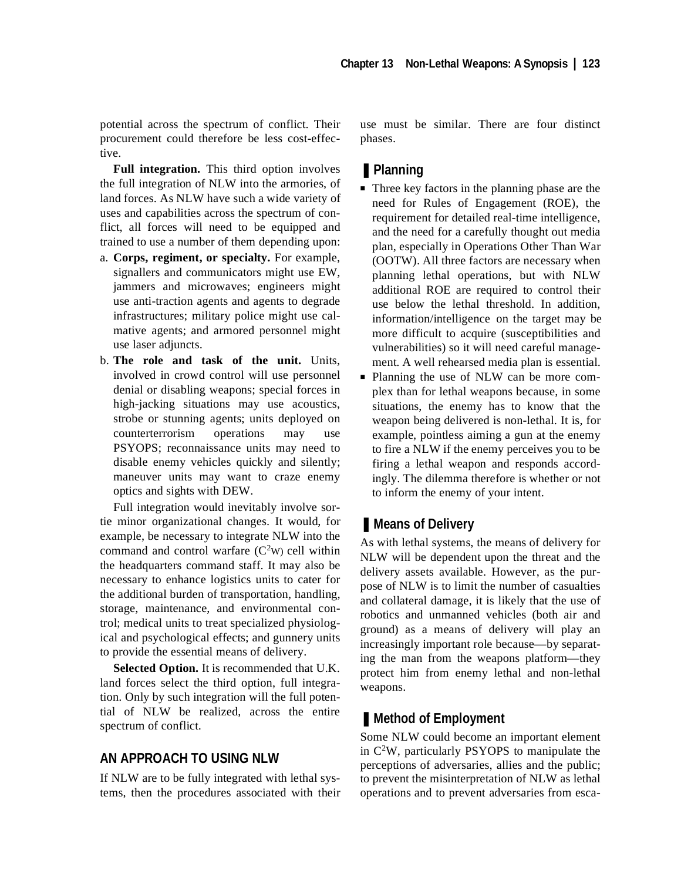potential across the spectrum of conflict. Their procurement could therefore be less cost-effective.

**Full integration.** This third option involves the full integration of NLW into the armories, of land forces. As NLW have such a wide variety of uses and capabilities across the spectrum of conflict, all forces will need to be equipped and trained to use a number of them depending upon:

a. **Corps, regiment, or specialty.** For example, signallers and communicators might use EW, jammers and microwaves; engineers might use anti-traction agents and agents to degrade infrastructures; military police might use calmative agents; and armored personnel might use laser adjuncts.
b. **The role and task of the unit.** Units, involved in crowd control will use personnel denial or disabling weapons; special forces in high-jacking situations may use acoustics, strobe or stunning agents; units deployed on counterterrorism operations may use PSYOPS; reconnaissance units may need to disable enemy vehicles quickly and silently; maneuver units may want to craze enemy optics and sights with DEW.

Full integration would inevitably involve sortie minor organizational changes. It would, for example, be necessary to integrate NLW into the command and control warfare ($C^2W$) cell within the headquarters command staff. It may also be necessary to enhance logistics units to cater for the additional burden of transportation, handling, storage, maintenance, and environmental control; medical units to treat specialized physiological and psychological effects; and gunnery units to provide the essential means of delivery.

**Selected Option.** It is recommended that U.K. land forces select the third option, full integration. Only by such integration will the full potential of NLW be realized, across the entire spectrum of conflict.

## AN APPROACH TO USING NLW

If NLW are to be fully integrated with lethal systems, then the procedures associated with their use must be similar. There are four distinct phases.

### Planning

- Three key factors in the planning phase are the need for Rules of Engagement (ROE), the requirement for detailed real-time intelligence, and the need for a carefully thought out media plan, especially in Operations Other Than War (OOTW). All three factors are necessary when planning lethal operations, but with NLW additional ROE are required to control their use below the lethal threshold. In addition, information/intelligence on the target may be more difficult to acquire (susceptibilities and vulnerabilities) so it will need careful management. A well rehearsed media plan is essential.
- Planning the use of NLW can be more complex than for lethal weapons because, in some situations, the enemy has to know that the weapon being delivered is non-lethal. It is, for example, pointless aiming a gun at the enemy to fire a NLW if the enemy perceives you to be firing a lethal weapon and responds accordingly. The dilemma therefore is whether or not to inform the enemy of your intent.

### Means of Delivery

As with lethal systems, the means of delivery for NLW will be dependent upon the threat and the delivery assets available. However, as the purpose of NLW is to limit the number of casualties and collateral damage, it is likely that the use of robotics and unmanned vehicles (both air and ground) as a means of delivery will play an increasingly important role because—by separating the man from the weapons platform—they protect him from enemy lethal and non-lethal weapons.

### Method of Employment

Some NLW could become an important element in $C^2W$, particularly PSYOPS to manipulate the perceptions of adversaries, allies and the public; to prevent the misinterpretation of NLW as lethal operations and to prevent adversaries from esca-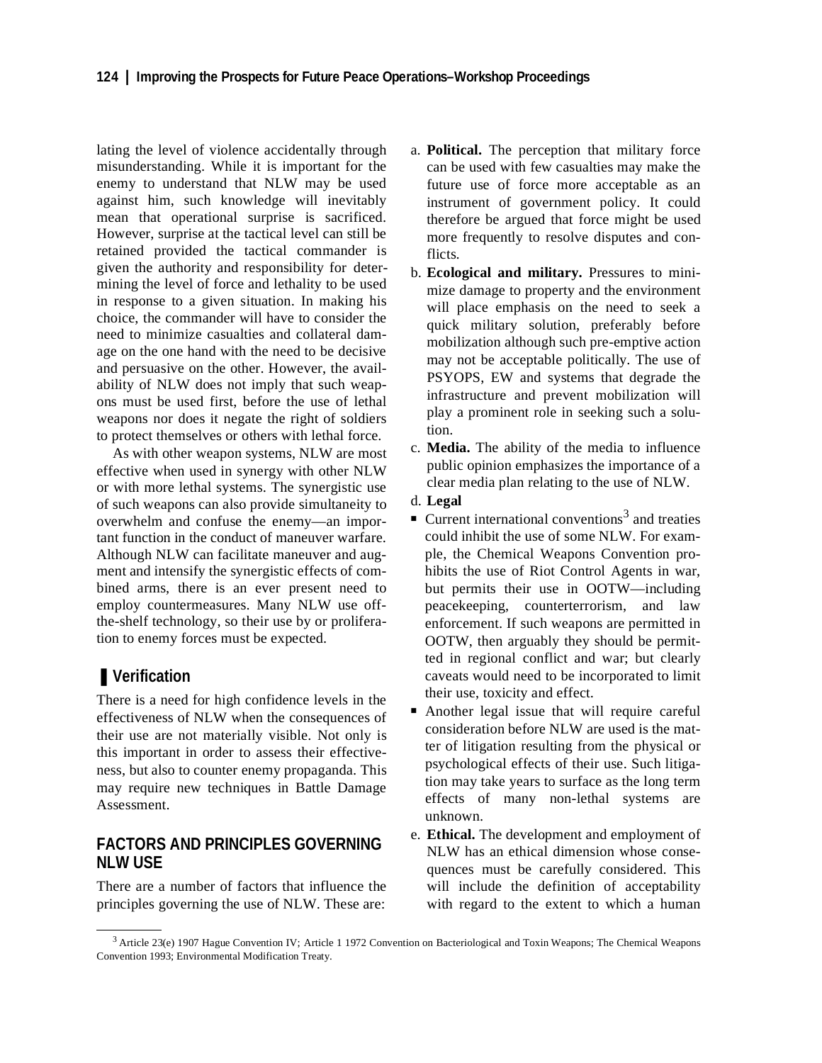lating the level of violence accidentally through misunderstanding. While it is important for the enemy to understand that NLW may be used against him, such knowledge will inevitably mean that operational surprise is sacrificed. However, surprise at the tactical level can still be retained provided the tactical commander is given the authority and responsibility for determining the level of force and lethality to be used in response to a given situation. In making his choice, the commander will have to consider the need to minimize casualties and collateral damage on the one hand with the need to be decisive and persuasive on the other. However, the availability of NLW does not imply that such weapons must be used first, before the use of lethal weapons nor does it negate the right of soldiers to protect themselves or others with lethal force.

As with other weapon systems, NLW are most effective when used in synergy with other NLW or with more lethal systems. The synergistic use of such weapons can also provide simultaneity to overwhelm and confuse the enemy—an important function in the conduct of maneuver warfare. Although NLW can facilitate maneuver and augment and intensify the synergistic effects of combined arms, there is an ever present need to employ countermeasures. Many NLW use off-the-shelf technology, so their use by or proliferation to enemy forces must be expected.

## Verification

There is a need for high confidence levels in the effectiveness of NLW when the consequences of their use are not materially visible. Not only is this important in order to assess their effectiveness, but also to counter enemy propaganda. This may require new techniques in Battle Damage Assessment.

## FACTORS AND PRINCIPLES GOVERNING NLW USE

There are a number of factors that influence the principles governing the use of NLW. These are:

a. **Political.** The perception that military force can be used with few casualties may make the future use of force more acceptable as an instrument of government policy. It could therefore be argued that force might be used more frequently to resolve disputes and conflicts.

b. **Ecological and military.** Pressures to minimize damage to property and the environment will place emphasis on the need to seek a quick military solution, preferably before mobilization although such pre-emptive action may not be acceptable politically. The use of PSYOPS, EW and systems that degrade the infrastructure and prevent mobilization will play a prominent role in seeking such a solution.

c. **Media.** The ability of the media to influence public opinion emphasizes the importance of a clear media plan relating to the use of NLW.

d. **Legal**

- Current international conventions[3] and treaties could inhibit the use of some NLW. For example, the Chemical Weapons Convention prohibits the use of Riot Control Agents in war, but permits their use in OOTW—including peacekeeping, counterterrorism, and law enforcement. If such weapons are permitted in OOTW, then arguably they should be permitted in regional conflict and war; but clearly caveats would need to be incorporated to limit their use, toxicity and effect.
- Another legal issue that will require careful consideration before NLW are used is the matter of litigation resulting from the physical or psychological effects of their use. Such litigation may take years to surface as the long term effects of many non-lethal systems are unknown.

e. **Ethical.** The development and employment of NLW has an ethical dimension whose consequences must be carefully considered. This will include the definition of acceptability with regard to the extent to which a human

[3] Article 23(e) 1907 Hague Convention IV; Article 1 1972 Convention on Bacteriological and Toxin Weapons; The Chemical Weapons Convention 1993; Environmental Modification Treaty.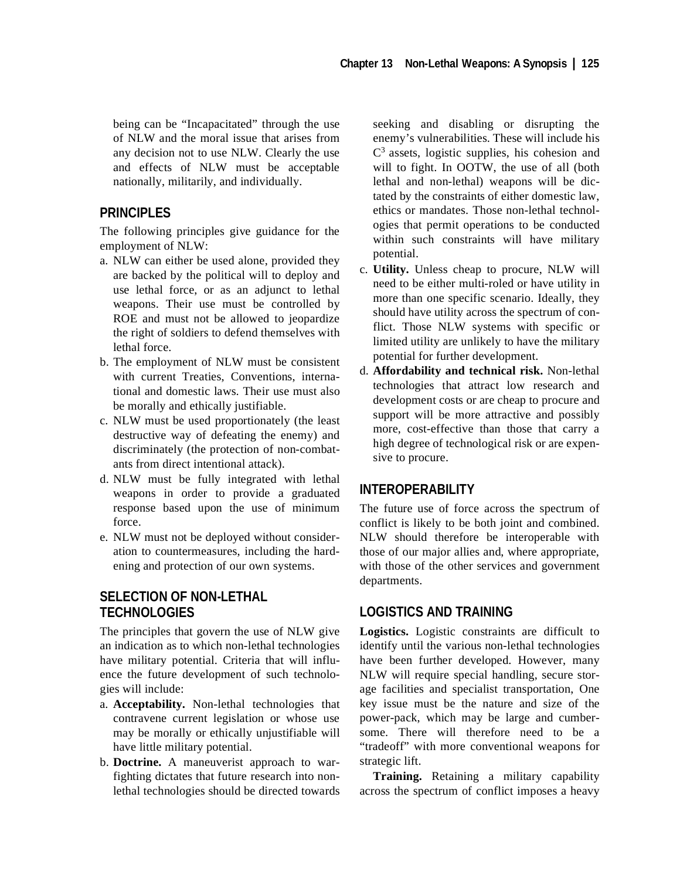being can be "Incapacitated" through the use of NLW and the moral issue that arises from any decision not to use NLW. Clearly the use and effects of NLW must be acceptable nationally, militarily, and individually.

## PRINCIPLES

The following principles give guidance for the employment of NLW:

a. NLW can either be used alone, provided they are backed by the political will to deploy and use lethal force, or as an adjunct to lethal weapons. Their use must be controlled by ROE and must not be allowed to jeopardize the right of soldiers to defend themselves with lethal force.
b. The employment of NLW must be consistent with current Treaties, Conventions, international and domestic laws. Their use must also be morally and ethically justifiable.
c. NLW must be used proportionately (the least destructive way of defeating the enemy) and discriminately (the protection of non-combatants from direct intentional attack).
d. NLW must be fully integrated with lethal weapons in order to provide a graduated response based upon the use of minimum force.
e. NLW must not be deployed without consideration to countermeasures, including the hardening and protection of our own systems.

## SELECTION OF NON-LETHAL TECHNOLOGIES

The principles that govern the use of NLW give an indication as to which non-lethal technologies have military potential. Criteria that will influence the future development of such technologies will include:

a. **Acceptability.** Non-lethal technologies that contravene current legislation or whose use may be morally or ethically unjustifiable will have little military potential.
b. **Doctrine.** A maneuverist approach to warfighting dictates that future research into non-lethal technologies should be directed towards seeking and disabling or disrupting the enemy's vulnerabilities. These will include his $C^3$ assets, logistic supplies, his cohesion and will to fight. In OOTW, the use of all (both lethal and non-lethal) weapons will be dictated by the constraints of either domestic law, ethics or mandates. Those non-lethal technologies that permit operations to be conducted within such constraints will have military potential.
c. **Utility.** Unless cheap to procure, NLW will need to be either multi-roled or have utility in more than one specific scenario. Ideally, they should have utility across the spectrum of conflict. Those NLW systems with specific or limited utility are unlikely to have the military potential for further development.
d. **Affordability and technical risk.** Non-lethal technologies that attract low research and development costs or are cheap to procure and support will be more attractive and possibly more, cost-effective than those that carry a high degree of technological risk or are expensive to procure.

## INTEROPERABILITY

The future use of force across the spectrum of conflict is likely to be both joint and combined. NLW should therefore be interoperable with those of our major allies and, where appropriate, with those of the other services and government departments.

## LOGISTICS AND TRAINING

**Logistics.** Logistic constraints are difficult to identify until the various non-lethal technologies have been further developed. However, many NLW will require special handling, secure storage facilities and specialist transportation, One key issue must be the nature and size of the power-pack, which may be large and cumbersome. There will therefore need to be a "tradeoff" with more conventional weapons for strategic lift.

**Training.** Retaining a military capability across the spectrum of conflict imposes a heavy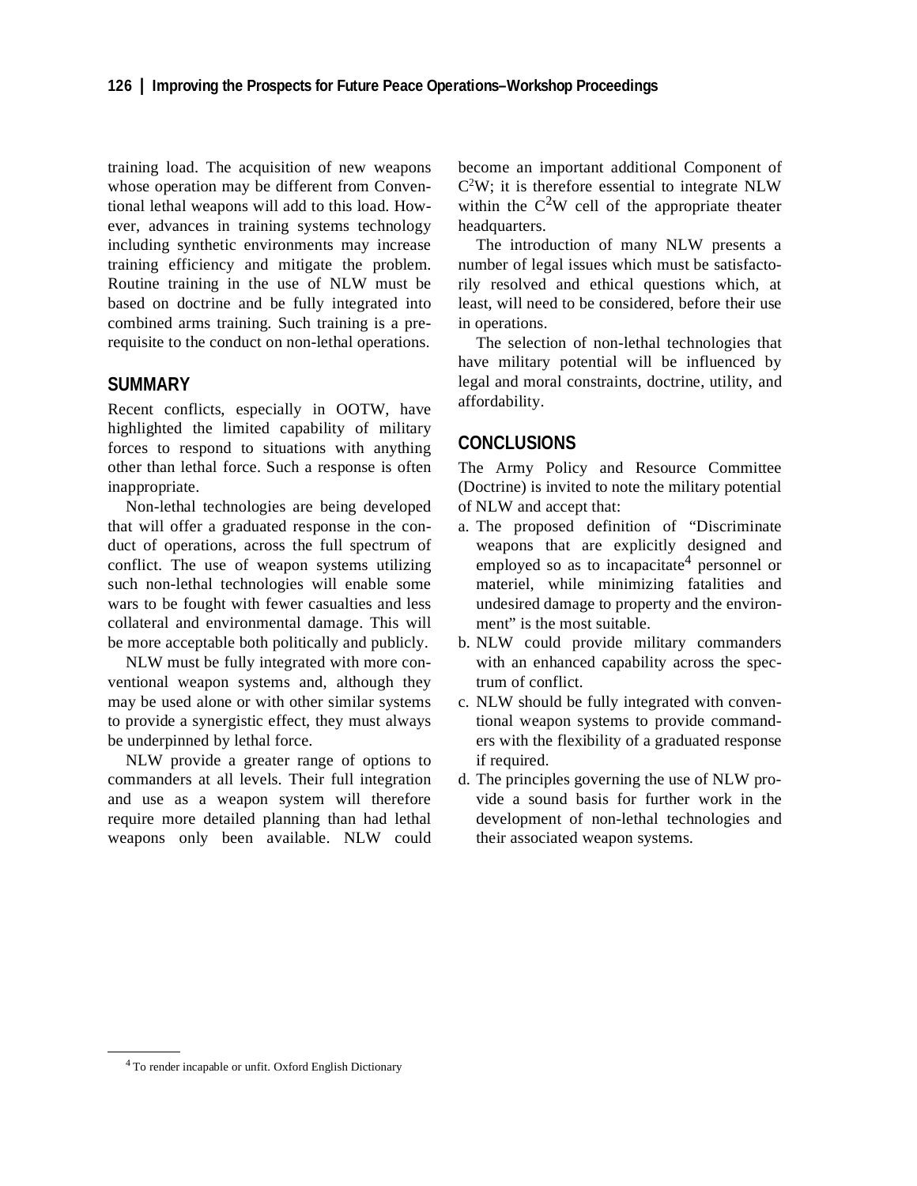training load. The acquisition of new weapons whose operation may be different from Conventional lethal weapons will add to this load. However, advances in training systems technology including synthetic environments may increase training efficiency and mitigate the problem. Routine training in the use of NLW must be based on doctrine and be fully integrated into combined arms training. Such training is a prerequisite to the conduct on non-lethal operations.

## SUMMARY

Recent conflicts, especially in OOTW, have highlighted the limited capability of military forces to respond to situations with anything other than lethal force. Such a response is often inappropriate.

Non-lethal technologies are being developed that will offer a graduated response in the conduct of operations, across the full spectrum of conflict. The use of weapon systems utilizing such non-lethal technologies will enable some wars to be fought with fewer casualties and less collateral and environmental damage. This will be more acceptable both politically and publicly.

NLW must be fully integrated with more conventional weapon systems and, although they may be used alone or with other similar systems to provide a synergistic effect, they must always be underpinned by lethal force.

NLW provide a greater range of options to commanders at all levels. Their full integration and use as a weapon system will therefore require more detailed planning than had lethal weapons only been available. NLW could become an important additional Component of $C^2W$; it is therefore essential to integrate NLW within the $C^2W$ cell of the appropriate theater headquarters.

The introduction of many NLW presents a number of legal issues which must be satisfactorily resolved and ethical questions which, at least, will need to be considered, before their use in operations.

The selection of non-lethal technologies that have military potential will be influenced by legal and moral constraints, doctrine, utility, and affordability.

## CONCLUSIONS

The Army Policy and Resource Committee (Doctrine) is invited to note the military potential of NLW and accept that:

a. The proposed definition of "Discriminate weapons that are explicitly designed and employed so as to incapacitate[4] personnel or materiel, while minimizing fatalities and undesired damage to property and the environment" is the most suitable.
b. NLW could provide military commanders with an enhanced capability across the spectrum of conflict.
c. NLW should be fully integrated with conventional weapon systems to provide commanders with the flexibility of a graduated response if required.
d. The principles governing the use of NLW provide a sound basis for further work in the development of non-lethal technologies and their associated weapon systems.

[4] To render incapable or unfit. Oxford English Dictionary